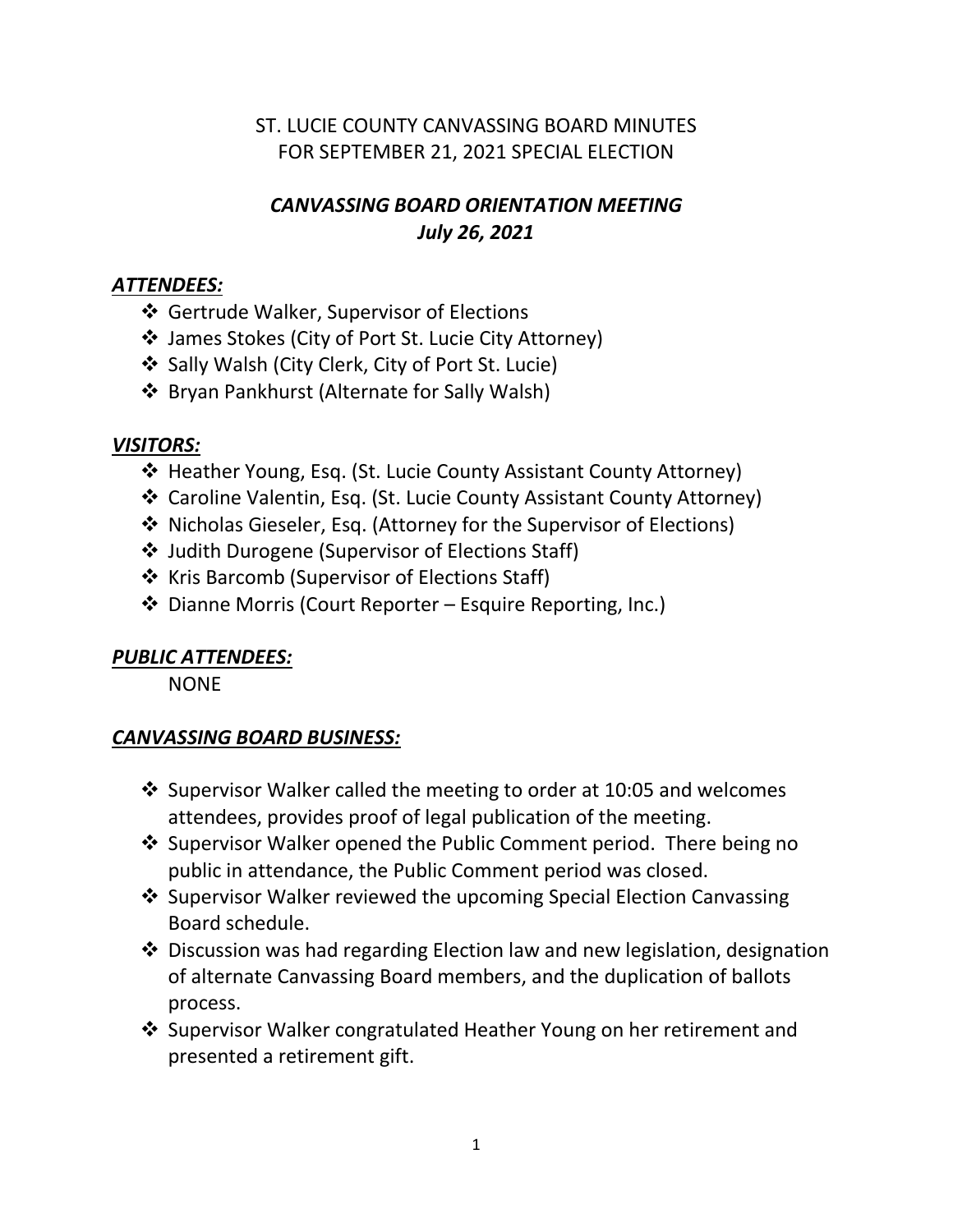# ST. LUCIE COUNTY CANVASSING BOARD MINUTES FOR SEPTEMBER 21, 2021 SPECIAL ELECTION

## *CANVASSING BOARD ORIENTATION MEETING*
## *July 26, 2021*

### ***ATTENDEES:***

- ❖ Gertrude Walker, Supervisor of Elections
- ❖ James Stokes (City of Port St. Lucie City Attorney)
- ❖ Sally Walsh (City Clerk, City of Port St. Lucie)
- ❖ Bryan Pankhurst (Alternate for Sally Walsh)

### ***VISITORS:***

- ❖ Heather Young, Esq. (St. Lucie County Assistant County Attorney)
- ❖ Caroline Valentin, Esq. (St. Lucie County Assistant County Attorney)
- ❖ Nicholas Gieseler, Esq. (Attorney for the Supervisor of Elections)
- ❖ Judith Durogene (Supervisor of Elections Staff)
- ❖ Kris Barcomb (Supervisor of Elections Staff)
- ❖ Dianne Morris (Court Reporter – Esquire Reporting, Inc.)

### ***PUBLIC ATTENDEES:***

NONE

### ***CANVASSING BOARD BUSINESS:***

- ❖ Supervisor Walker called the meeting to order at 10:05 and welcomes attendees, provides proof of legal publication of the meeting.
- ❖ Supervisor Walker opened the Public Comment period. There being no public in attendance, the Public Comment period was closed.
- ❖ Supervisor Walker reviewed the upcoming Special Election Canvassing Board schedule.
- ❖ Discussion was had regarding Election law and new legislation, designation of alternate Canvassing Board members, and the duplication of ballots process.
- ❖ Supervisor Walker congratulated Heather Young on her retirement and presented a retirement gift.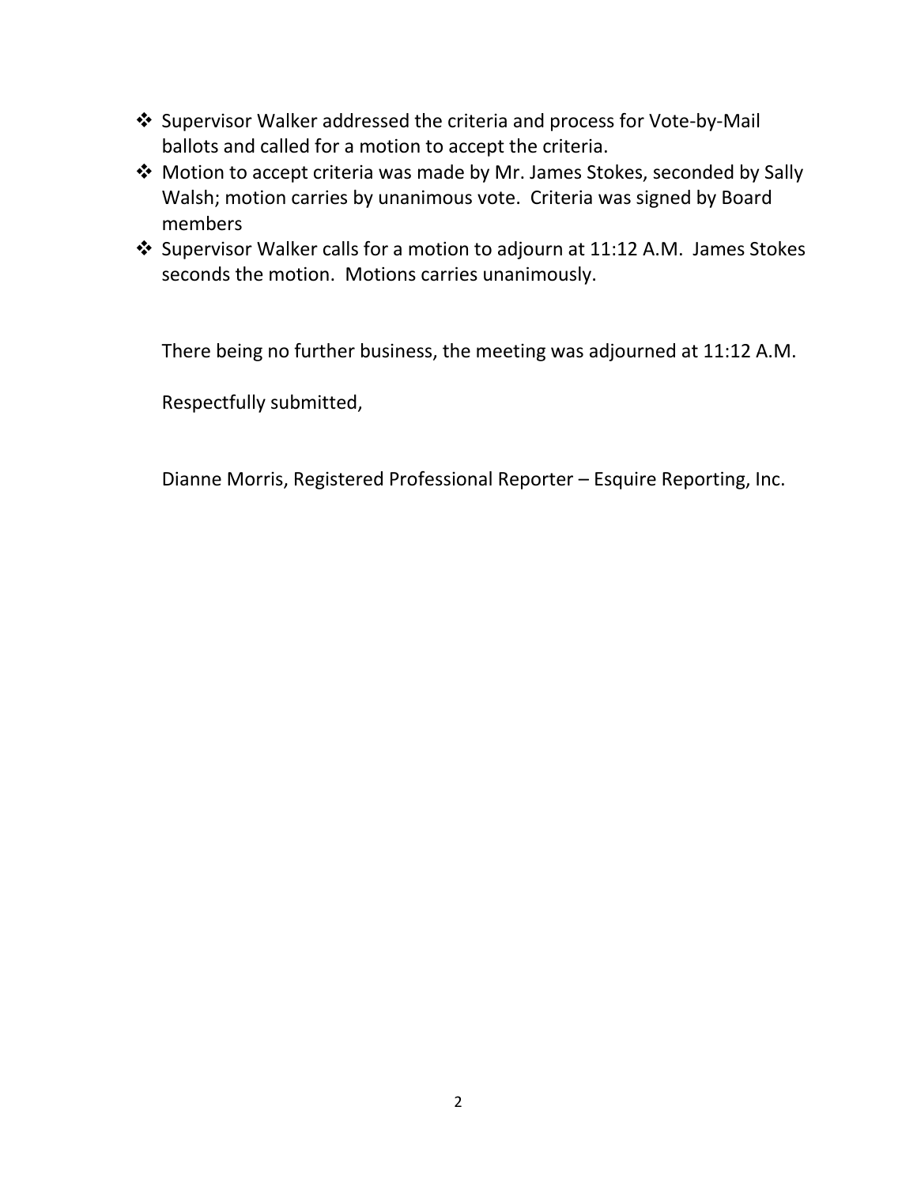- Supervisor Walker addressed the criteria and process for Vote-by-Mail ballots and called for a motion to accept the criteria.
- Motion to accept criteria was made by Mr. James Stokes, seconded by Sally Walsh; motion carries by unanimous vote. Criteria was signed by Board members
- Supervisor Walker calls for a motion to adjourn at 11:12 A.M. James Stokes seconds the motion. Motions carries unanimously.

There being no further business, the meeting was adjourned at 11:12 A.M.

Respectfully submitted,

Dianne Morris, Registered Professional Reporter – Esquire Reporting, Inc.